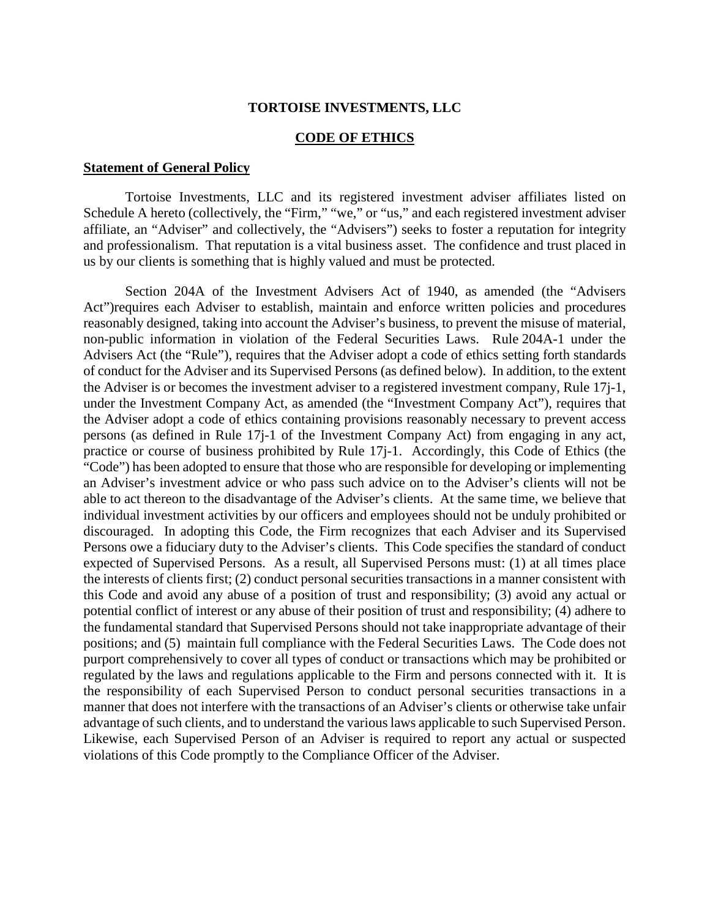# TORTOISE INVESTMENTS, LLC

## CODE OF ETHICS

### Statement of General Policy

Tortoise Investments, LLC and its registered investment adviser affiliates listed on Schedule A hereto (collectively, the "Firm," "we," or "us," and each registered investment adviser affiliate, an "Adviser" and collectively, the "Advisers") seeks to foster a reputation for integrity and professionalism. That reputation is a vital business asset. The confidence and trust placed in us by our clients is something that is highly valued and must be protected.

Section 204A of the Investment Advisers Act of 1940, as amended (the "Advisers Act")requires each Adviser to establish, maintain and enforce written policies and procedures reasonably designed, taking into account the Adviser's business, to prevent the misuse of material, non-public information in violation of the Federal Securities Laws. Rule 204A-1 under the Advisers Act (the "Rule"), requires that the Adviser adopt a code of ethics setting forth standards of conduct for the Adviser and its Supervised Persons (as defined below). In addition, to the extent the Adviser is or becomes the investment adviser to a registered investment company, Rule 17j-1, under the Investment Company Act, as amended (the "Investment Company Act"), requires that the Adviser adopt a code of ethics containing provisions reasonably necessary to prevent access persons (as defined in Rule 17j-1 of the Investment Company Act) from engaging in any act, practice or course of business prohibited by Rule 17j-1. Accordingly, this Code of Ethics (the "Code") has been adopted to ensure that those who are responsible for developing or implementing an Adviser's investment advice or who pass such advice on to the Adviser's clients will not be able to act thereon to the disadvantage of the Adviser's clients. At the same time, we believe that individual investment activities by our officers and employees should not be unduly prohibited or discouraged. In adopting this Code, the Firm recognizes that each Adviser and its Supervised Persons owe a fiduciary duty to the Adviser's clients. This Code specifies the standard of conduct expected of Supervised Persons. As a result, all Supervised Persons must: (1) at all times place the interests of clients first; (2) conduct personal securities transactions in a manner consistent with this Code and avoid any abuse of a position of trust and responsibility; (3) avoid any actual or potential conflict of interest or any abuse of their position of trust and responsibility; (4) adhere to the fundamental standard that Supervised Persons should not take inappropriate advantage of their positions; and (5) maintain full compliance with the Federal Securities Laws. The Code does not purport comprehensively to cover all types of conduct or transactions which may be prohibited or regulated by the laws and regulations applicable to the Firm and persons connected with it. It is the responsibility of each Supervised Person to conduct personal securities transactions in a manner that does not interfere with the transactions of an Adviser's clients or otherwise take unfair advantage of such clients, and to understand the various laws applicable to such Supervised Person. Likewise, each Supervised Person of an Adviser is required to report any actual or suspected violations of this Code promptly to the Compliance Officer of the Adviser.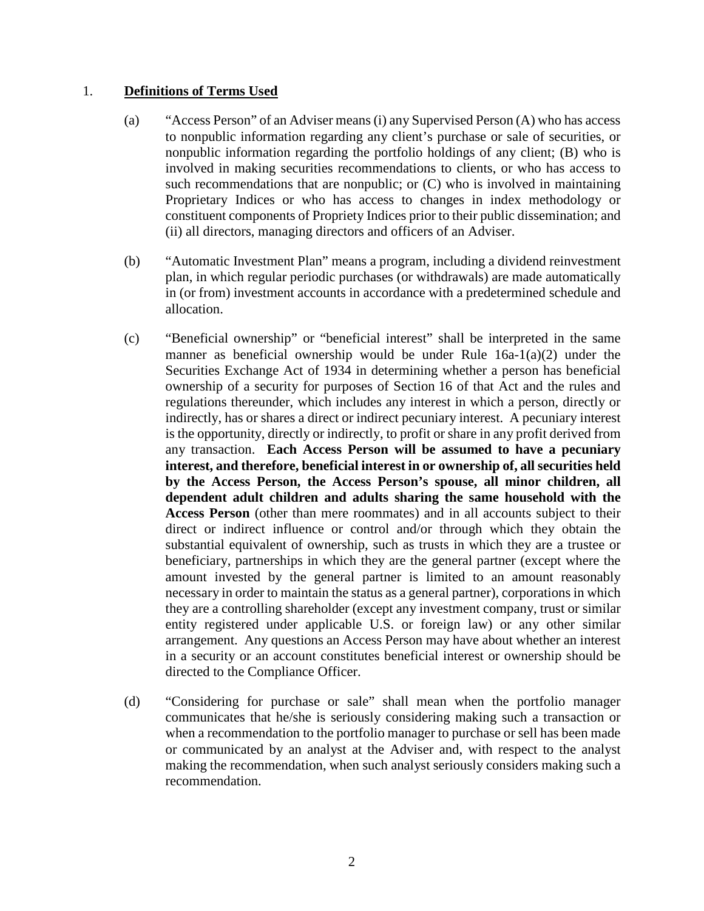1. **Definitions of Terms Used**

(a) "Access Person" of an Adviser means (i) any Supervised Person (A) who has access to nonpublic information regarding any client's purchase or sale of securities, or nonpublic information regarding the portfolio holdings of any client; (B) who is involved in making securities recommendations to clients, or who has access to such recommendations that are nonpublic; or (C) who is involved in maintaining Proprietary Indices or who has access to changes in index methodology or constituent components of Propriety Indices prior to their public dissemination; and (ii) all directors, managing directors and officers of an Adviser.

(b) "Automatic Investment Plan" means a program, including a dividend reinvestment plan, in which regular periodic purchases (or withdrawals) are made automatically in (or from) investment accounts in accordance with a predetermined schedule and allocation.

(c) "Beneficial ownership" or "beneficial interest" shall be interpreted in the same manner as beneficial ownership would be under Rule 16a-1(a)(2) under the Securities Exchange Act of 1934 in determining whether a person has beneficial ownership of a security for purposes of Section 16 of that Act and the rules and regulations thereunder, which includes any interest in which a person, directly or indirectly, has or shares a direct or indirect pecuniary interest. A pecuniary interest is the opportunity, directly or indirectly, to profit or share in any profit derived from any transaction. **Each Access Person will be assumed to have a pecuniary interest, and therefore, beneficial interest in or ownership of, all securities held by the Access Person, the Access Person's spouse, all minor children, all dependent adult children and adults sharing the same household with the Access Person** (other than mere roommates) and in all accounts subject to their direct or indirect influence or control and/or through which they obtain the substantial equivalent of ownership, such as trusts in which they are a trustee or beneficiary, partnerships in which they are the general partner (except where the amount invested by the general partner is limited to an amount reasonably necessary in order to maintain the status as a general partner), corporations in which they are a controlling shareholder (except any investment company, trust or similar entity registered under applicable U.S. or foreign law) or any other similar arrangement. Any questions an Access Person may have about whether an interest in a security or an account constitutes beneficial interest or ownership should be directed to the Compliance Officer.

(d) "Considering for purchase or sale" shall mean when the portfolio manager communicates that he/she is seriously considering making such a transaction or when a recommendation to the portfolio manager to purchase or sell has been made or communicated by an analyst at the Adviser and, with respect to the analyst making the recommendation, when such analyst seriously considers making such a recommendation.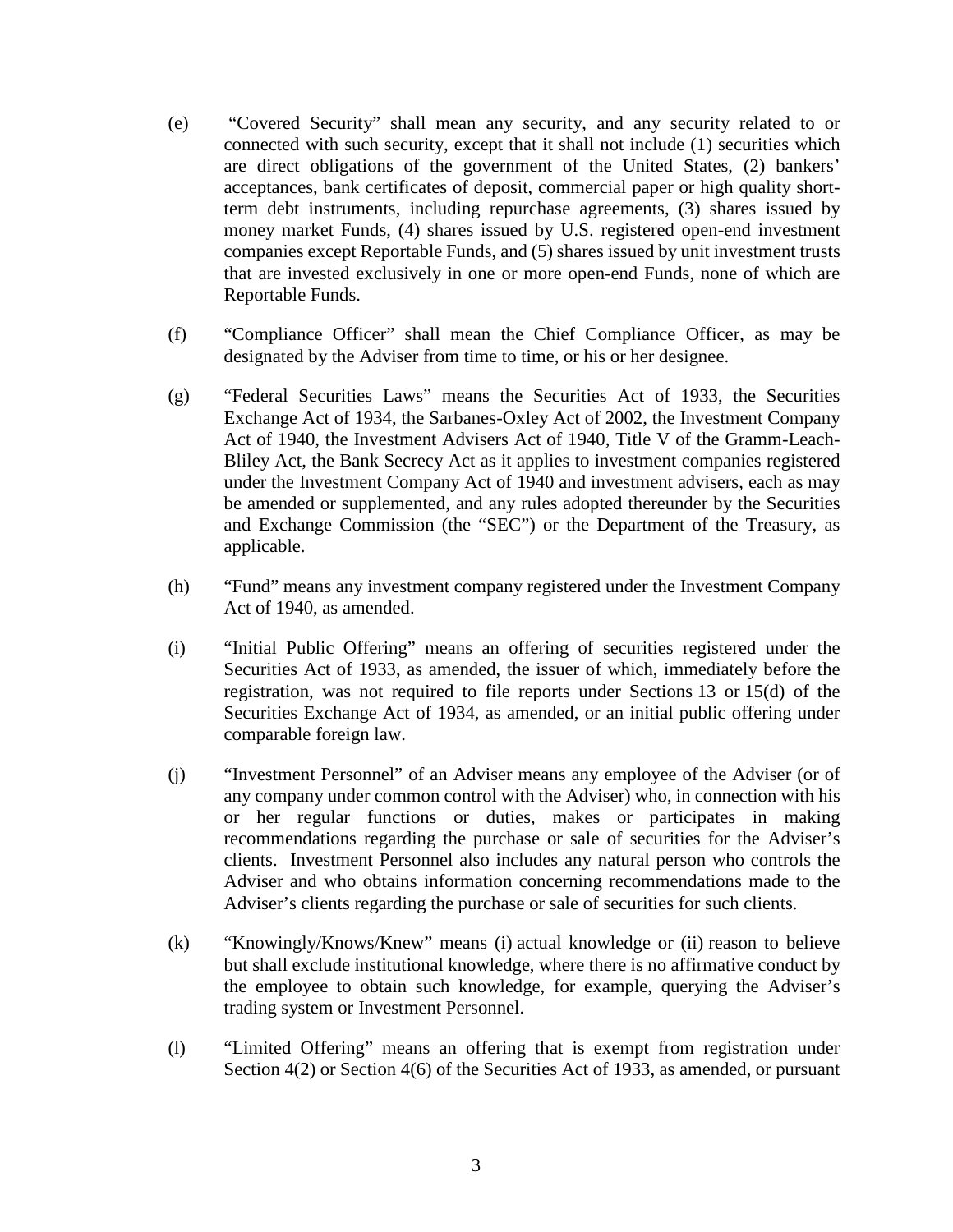(e) "Covered Security" shall mean any security, and any security related to or connected with such security, except that it shall not include (1) securities which are direct obligations of the government of the United States, (2) bankers' acceptances, bank certificates of deposit, commercial paper or high quality short-term debt instruments, including repurchase agreements, (3) shares issued by money market Funds, (4) shares issued by U.S. registered open-end investment companies except Reportable Funds, and (5) shares issued by unit investment trusts that are invested exclusively in one or more open-end Funds, none of which are Reportable Funds.

(f) "Compliance Officer" shall mean the Chief Compliance Officer, as may be designated by the Adviser from time to time, or his or her designee.

(g) "Federal Securities Laws" means the Securities Act of 1933, the Securities Exchange Act of 1934, the Sarbanes-Oxley Act of 2002, the Investment Company Act of 1940, the Investment Advisers Act of 1940, Title V of the Gramm-Leach-Bliley Act, the Bank Secrecy Act as it applies to investment companies registered under the Investment Company Act of 1940 and investment advisers, each as may be amended or supplemented, and any rules adopted thereunder by the Securities and Exchange Commission (the "SEC") or the Department of the Treasury, as applicable.

(h) "Fund" means any investment company registered under the Investment Company Act of 1940, as amended.

(i) "Initial Public Offering" means an offering of securities registered under the Securities Act of 1933, as amended, the issuer of which, immediately before the registration, was not required to file reports under Sections 13 or 15(d) of the Securities Exchange Act of 1934, as amended, or an initial public offering under comparable foreign law.

(j) "Investment Personnel" of an Adviser means any employee of the Adviser (or of any company under common control with the Adviser) who, in connection with his or her regular functions or duties, makes or participates in making recommendations regarding the purchase or sale of securities for the Adviser's clients. Investment Personnel also includes any natural person who controls the Adviser and who obtains information concerning recommendations made to the Adviser's clients regarding the purchase or sale of securities for such clients.

(k) "Knowingly/Knows/Knew" means (i) actual knowledge or (ii) reason to believe but shall exclude institutional knowledge, where there is no affirmative conduct by the employee to obtain such knowledge, for example, querying the Adviser's trading system or Investment Personnel.

(l) "Limited Offering" means an offering that is exempt from registration under Section 4(2) or Section 4(6) of the Securities Act of 1933, as amended, or pursuant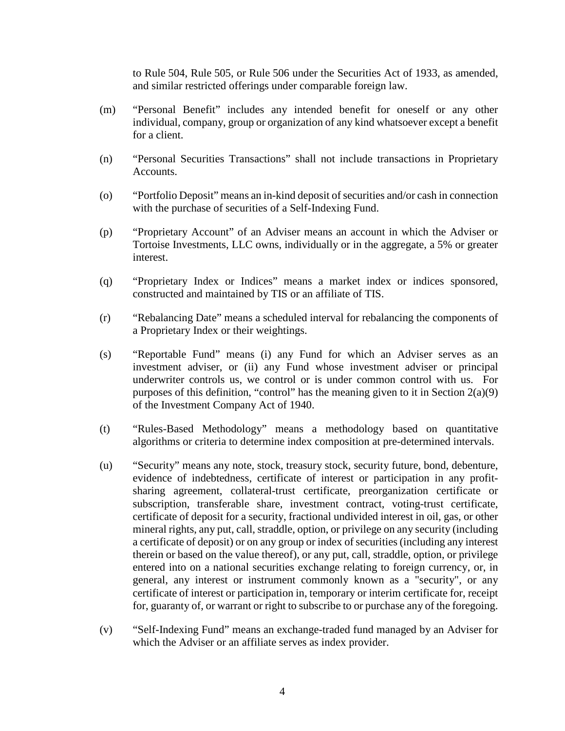to Rule 504, Rule 505, or Rule 506 under the Securities Act of 1933, as amended, and similar restricted offerings under comparable foreign law.

(m) "Personal Benefit" includes any intended benefit for oneself or any other individual, company, group or organization of any kind whatsoever except a benefit for a client.

(n) "Personal Securities Transactions" shall not include transactions in Proprietary Accounts.

(o) "Portfolio Deposit" means an in-kind deposit of securities and/or cash in connection with the purchase of securities of a Self-Indexing Fund.

(p) "Proprietary Account" of an Adviser means an account in which the Adviser or Tortoise Investments, LLC owns, individually or in the aggregate, a 5% or greater interest.

(q) "Proprietary Index or Indices" means a market index or indices sponsored, constructed and maintained by TIS or an affiliate of TIS.

(r) "Rebalancing Date" means a scheduled interval for rebalancing the components of a Proprietary Index or their weightings.

(s) "Reportable Fund" means (i) any Fund for which an Adviser serves as an investment adviser, or (ii) any Fund whose investment adviser or principal underwriter controls us, we control or is under common control with us. For purposes of this definition, "control" has the meaning given to it in Section 2(a)(9) of the Investment Company Act of 1940.

(t) "Rules-Based Methodology" means a methodology based on quantitative algorithms or criteria to determine index composition at pre-determined intervals.

(u) "Security" means any note, stock, treasury stock, security future, bond, debenture, evidence of indebtedness, certificate of interest or participation in any profit-sharing agreement, collateral-trust certificate, preorganization certificate or subscription, transferable share, investment contract, voting-trust certificate, certificate of deposit for a security, fractional undivided interest in oil, gas, or other mineral rights, any put, call, straddle, option, or privilege on any security (including a certificate of deposit) or on any group or index of securities (including any interest therein or based on the value thereof), or any put, call, straddle, option, or privilege entered into on a national securities exchange relating to foreign currency, or, in general, any interest or instrument commonly known as a "security", or any certificate of interest or participation in, temporary or interim certificate for, receipt for, guaranty of, or warrant or right to subscribe to or purchase any of the foregoing.

(v) "Self-Indexing Fund" means an exchange-traded fund managed by an Adviser for which the Adviser or an affiliate serves as index provider.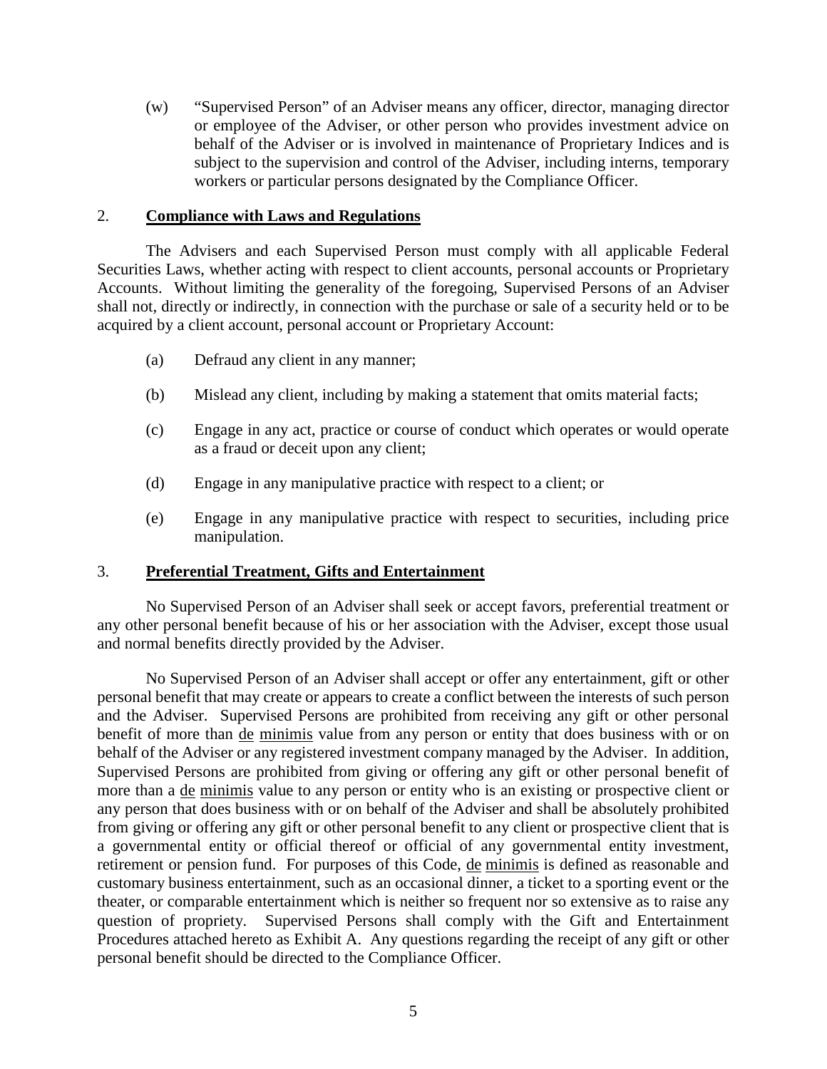(w) "Supervised Person" of an Adviser means any officer, director, managing director or employee of the Adviser, or other person who provides investment advice on behalf of the Adviser or is involved in maintenance of Proprietary Indices and is subject to the supervision and control of the Adviser, including interns, temporary workers or particular persons designated by the Compliance Officer.

## 2. **Compliance with Laws and Regulations**

The Advisers and each Supervised Person must comply with all applicable Federal Securities Laws, whether acting with respect to client accounts, personal accounts or Proprietary Accounts. Without limiting the generality of the foregoing, Supervised Persons of an Adviser shall not, directly or indirectly, in connection with the purchase or sale of a security held or to be acquired by a client account, personal account or Proprietary Account:

(a) Defraud any client in any manner;

(b) Mislead any client, including by making a statement that omits material facts;

(c) Engage in any act, practice or course of conduct which operates or would operate as a fraud or deceit upon any client;

(d) Engage in any manipulative practice with respect to a client; or

(e) Engage in any manipulative practice with respect to securities, including price manipulation.

## 3. **Preferential Treatment, Gifts and Entertainment**

No Supervised Person of an Adviser shall seek or accept favors, preferential treatment or any other personal benefit because of his or her association with the Adviser, except those usual and normal benefits directly provided by the Adviser.

No Supervised Person of an Adviser shall accept or offer any entertainment, gift or other personal benefit that may create or appears to create a conflict between the interests of such person and the Adviser. Supervised Persons are prohibited from receiving any gift or other personal benefit of more than de minimis value from any person or entity that does business with or on behalf of the Adviser or any registered investment company managed by the Adviser. In addition, Supervised Persons are prohibited from giving or offering any gift or other personal benefit of more than a de minimis value to any person or entity who is an existing or prospective client or any person that does business with or on behalf of the Adviser and shall be absolutely prohibited from giving or offering any gift or other personal benefit to any client or prospective client that is a governmental entity or official thereof or official of any governmental entity investment, retirement or pension fund. For purposes of this Code, de minimis is defined as reasonable and customary business entertainment, such as an occasional dinner, a ticket to a sporting event or the theater, or comparable entertainment which is neither so frequent nor so extensive as to raise any question of propriety. Supervised Persons shall comply with the Gift and Entertainment Procedures attached hereto as Exhibit A. Any questions regarding the receipt of any gift or other personal benefit should be directed to the Compliance Officer.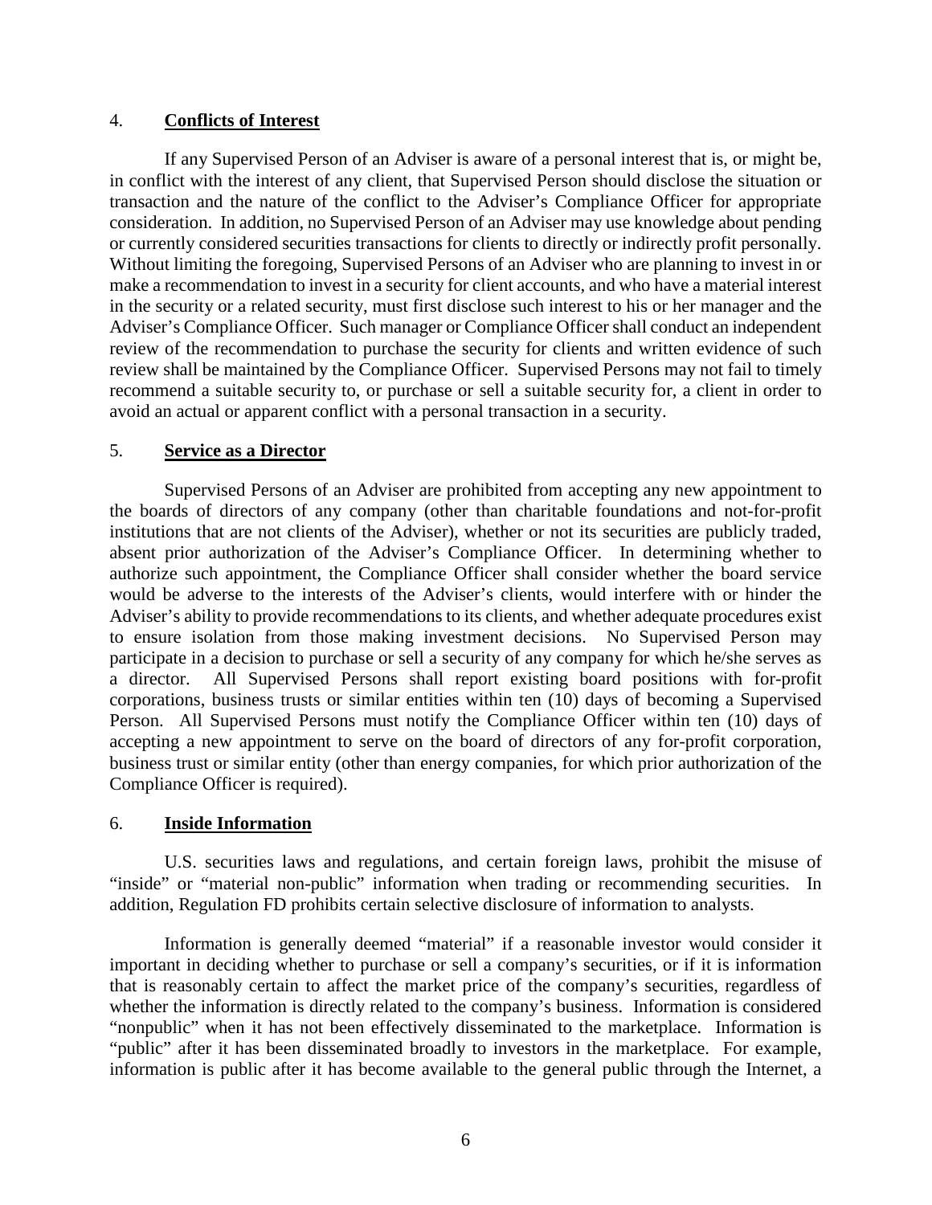## 4. **Conflicts of Interest**

If any Supervised Person of an Adviser is aware of a personal interest that is, or might be, in conflict with the interest of any client, that Supervised Person should disclose the situation or transaction and the nature of the conflict to the Adviser's Compliance Officer for appropriate consideration. In addition, no Supervised Person of an Adviser may use knowledge about pending or currently considered securities transactions for clients to directly or indirectly profit personally. Without limiting the foregoing, Supervised Persons of an Adviser who are planning to invest in or make a recommendation to invest in a security for client accounts, and who have a material interest in the security or a related security, must first disclose such interest to his or her manager and the Adviser's Compliance Officer. Such manager or Compliance Officer shall conduct an independent review of the recommendation to purchase the security for clients and written evidence of such review shall be maintained by the Compliance Officer. Supervised Persons may not fail to timely recommend a suitable security to, or purchase or sell a suitable security for, a client in order to avoid an actual or apparent conflict with a personal transaction in a security.

## 5. **Service as a Director**

Supervised Persons of an Adviser are prohibited from accepting any new appointment to the boards of directors of any company (other than charitable foundations and not-for-profit institutions that are not clients of the Adviser), whether or not its securities are publicly traded, absent prior authorization of the Adviser's Compliance Officer. In determining whether to authorize such appointment, the Compliance Officer shall consider whether the board service would be adverse to the interests of the Adviser's clients, would interfere with or hinder the Adviser's ability to provide recommendations to its clients, and whether adequate procedures exist to ensure isolation from those making investment decisions. No Supervised Person may participate in a decision to purchase or sell a security of any company for which he/she serves as a director. All Supervised Persons shall report existing board positions with for-profit corporations, business trusts or similar entities within ten (10) days of becoming a Supervised Person. All Supervised Persons must notify the Compliance Officer within ten (10) days of accepting a new appointment to serve on the board of directors of any for-profit corporation, business trust or similar entity (other than energy companies, for which prior authorization of the Compliance Officer is required).

## 6. **Inside Information**

U.S. securities laws and regulations, and certain foreign laws, prohibit the misuse of "inside" or "material non-public" information when trading or recommending securities. In addition, Regulation FD prohibits certain selective disclosure of information to analysts.

Information is generally deemed "material" if a reasonable investor would consider it important in deciding whether to purchase or sell a company's securities, or if it is information that is reasonably certain to affect the market price of the company's securities, regardless of whether the information is directly related to the company's business. Information is considered "nonpublic" when it has not been effectively disseminated to the marketplace. Information is "public" after it has been disseminated broadly to investors in the marketplace. For example, information is public after it has become available to the general public through the Internet, a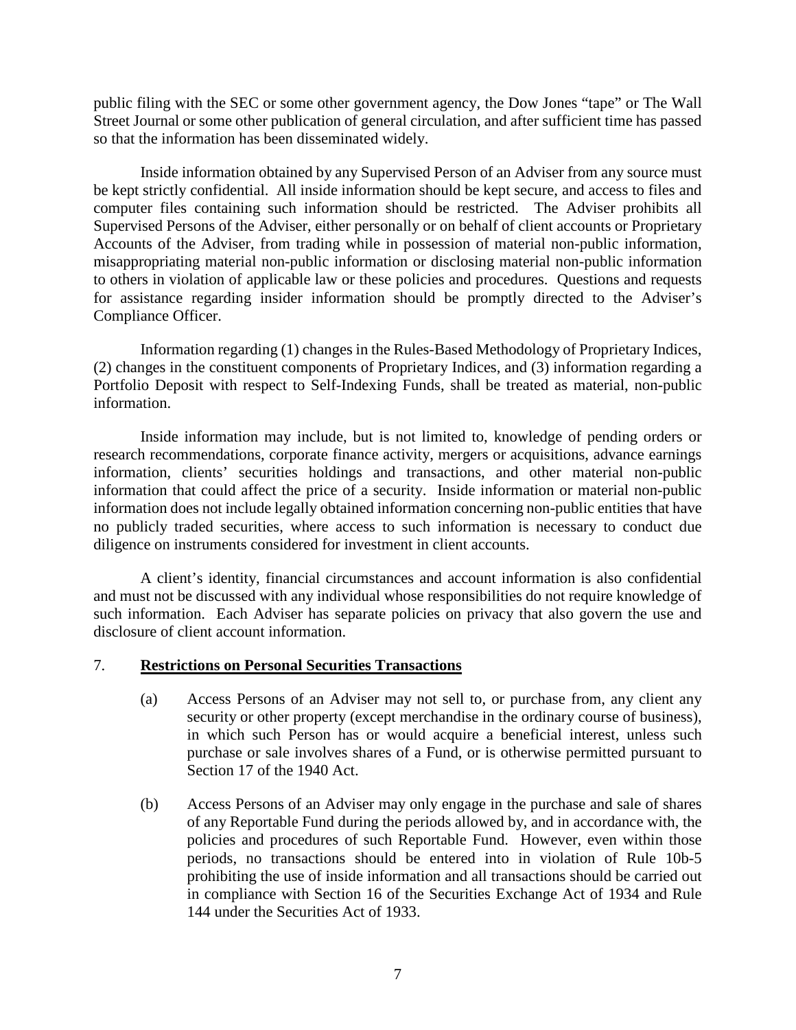public filing with the SEC or some other government agency, the Dow Jones "tape" or The Wall Street Journal or some other publication of general circulation, and after sufficient time has passed so that the information has been disseminated widely.

Inside information obtained by any Supervised Person of an Adviser from any source must be kept strictly confidential. All inside information should be kept secure, and access to files and computer files containing such information should be restricted. The Adviser prohibits all Supervised Persons of the Adviser, either personally or on behalf of client accounts or Proprietary Accounts of the Adviser, from trading while in possession of material non-public information, misappropriating material non-public information or disclosing material non-public information to others in violation of applicable law or these policies and procedures. Questions and requests for assistance regarding insider information should be promptly directed to the Adviser's Compliance Officer.

Information regarding (1) changes in the Rules-Based Methodology of Proprietary Indices, (2) changes in the constituent components of Proprietary Indices, and (3) information regarding a Portfolio Deposit with respect to Self-Indexing Funds, shall be treated as material, non-public information.

Inside information may include, but is not limited to, knowledge of pending orders or research recommendations, corporate finance activity, mergers or acquisitions, advance earnings information, clients' securities holdings and transactions, and other material non-public information that could affect the price of a security. Inside information or material non-public information does not include legally obtained information concerning non-public entities that have no publicly traded securities, where access to such information is necessary to conduct due diligence on instruments considered for investment in client accounts.

A client's identity, financial circumstances and account information is also confidential and must not be discussed with any individual whose responsibilities do not require knowledge of such information. Each Adviser has separate policies on privacy that also govern the use and disclosure of client account information.

7. **Restrictions on Personal Securities Transactions**

(a) Access Persons of an Adviser may not sell to, or purchase from, any client any security or other property (except merchandise in the ordinary course of business), in which such Person has or would acquire a beneficial interest, unless such purchase or sale involves shares of a Fund, or is otherwise permitted pursuant to Section 17 of the 1940 Act.

(b) Access Persons of an Adviser may only engage in the purchase and sale of shares of any Reportable Fund during the periods allowed by, and in accordance with, the policies and procedures of such Reportable Fund. However, even within those periods, no transactions should be entered into in violation of Rule 10b-5 prohibiting the use of inside information and all transactions should be carried out in compliance with Section 16 of the Securities Exchange Act of 1934 and Rule 144 under the Securities Act of 1933.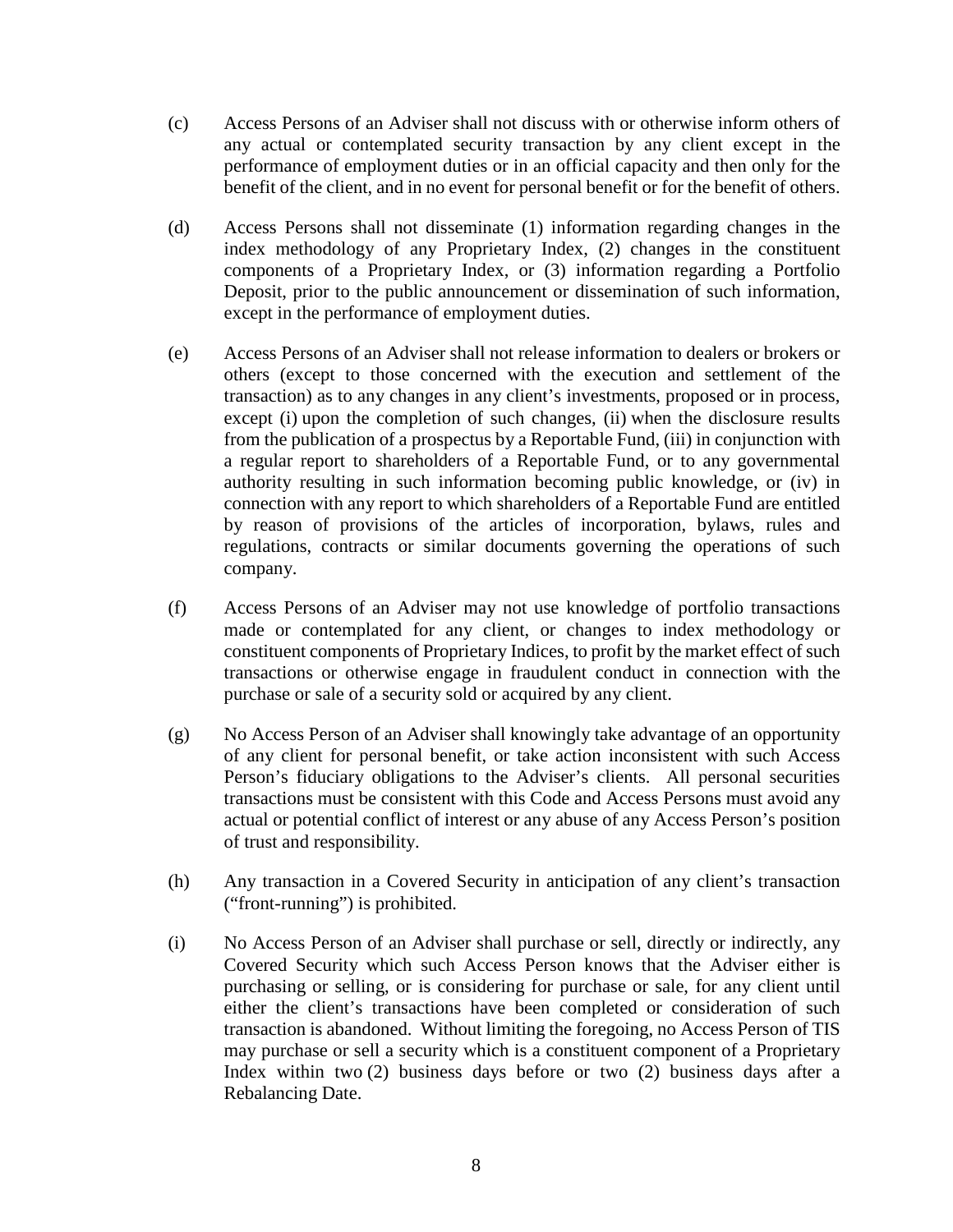(c) Access Persons of an Adviser shall not discuss with or otherwise inform others of any actual or contemplated security transaction by any client except in the performance of employment duties or in an official capacity and then only for the benefit of the client, and in no event for personal benefit or for the benefit of others.

(d) Access Persons shall not disseminate (1) information regarding changes in the index methodology of any Proprietary Index, (2) changes in the constituent components of a Proprietary Index, or (3) information regarding a Portfolio Deposit, prior to the public announcement or dissemination of such information, except in the performance of employment duties.

(e) Access Persons of an Adviser shall not release information to dealers or brokers or others (except to those concerned with the execution and settlement of the transaction) as to any changes in any client's investments, proposed or in process, except (i) upon the completion of such changes, (ii) when the disclosure results from the publication of a prospectus by a Reportable Fund, (iii) in conjunction with a regular report to shareholders of a Reportable Fund, or to any governmental authority resulting in such information becoming public knowledge, or (iv) in connection with any report to which shareholders of a Reportable Fund are entitled by reason of provisions of the articles of incorporation, bylaws, rules and regulations, contracts or similar documents governing the operations of such company.

(f) Access Persons of an Adviser may not use knowledge of portfolio transactions made or contemplated for any client, or changes to index methodology or constituent components of Proprietary Indices, to profit by the market effect of such transactions or otherwise engage in fraudulent conduct in connection with the purchase or sale of a security sold or acquired by any client.

(g) No Access Person of an Adviser shall knowingly take advantage of an opportunity of any client for personal benefit, or take action inconsistent with such Access Person's fiduciary obligations to the Adviser's clients. All personal securities transactions must be consistent with this Code and Access Persons must avoid any actual or potential conflict of interest or any abuse of any Access Person's position of trust and responsibility.

(h) Any transaction in a Covered Security in anticipation of any client's transaction ("front-running") is prohibited.

(i) No Access Person of an Adviser shall purchase or sell, directly or indirectly, any Covered Security which such Access Person knows that the Adviser either is purchasing or selling, or is considering for purchase or sale, for any client until either the client's transactions have been completed or consideration of such transaction is abandoned. Without limiting the foregoing, no Access Person of TIS may purchase or sell a security which is a constituent component of a Proprietary Index within two (2) business days before or two (2) business days after a Rebalancing Date.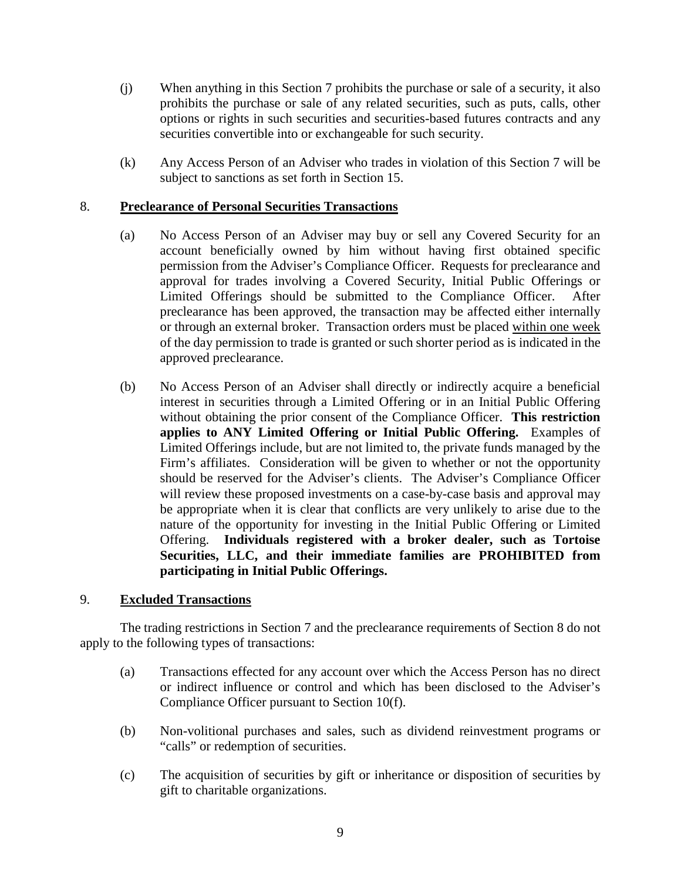(j) When anything in this Section 7 prohibits the purchase or sale of a security, it also prohibits the purchase or sale of any related securities, such as puts, calls, other options or rights in such securities and securities-based futures contracts and any securities convertible into or exchangeable for such security.

(k) Any Access Person of an Adviser who trades in violation of this Section 7 will be subject to sanctions as set forth in Section 15.

## 8. Preclearance of Personal Securities Transactions

(a) No Access Person of an Adviser may buy or sell any Covered Security for an account beneficially owned by him without having first obtained specific permission from the Adviser's Compliance Officer. Requests for preclearance and approval for trades involving a Covered Security, Initial Public Offerings or Limited Offerings should be submitted to the Compliance Officer. After preclearance has been approved, the transaction may be affected either internally or through an external broker. Transaction orders must be placed within one week of the day permission to trade is granted or such shorter period as is indicated in the approved preclearance.

(b) No Access Person of an Adviser shall directly or indirectly acquire a beneficial interest in securities through a Limited Offering or in an Initial Public Offering without obtaining the prior consent of the Compliance Officer. **This restriction applies to ANY Limited Offering or Initial Public Offering.** Examples of Limited Offerings include, but are not limited to, the private funds managed by the Firm's affiliates. Consideration will be given to whether or not the opportunity should be reserved for the Adviser's clients. The Adviser's Compliance Officer will review these proposed investments on a case-by-case basis and approval may be appropriate when it is clear that conflicts are very unlikely to arise due to the nature of the opportunity for investing in the Initial Public Offering or Limited Offering. **Individuals registered with a broker dealer, such as Tortoise Securities, LLC, and their immediate families are PROHIBITED from participating in Initial Public Offerings.**

## 9. Excluded Transactions

The trading restrictions in Section 7 and the preclearance requirements of Section 8 do not apply to the following types of transactions:

(a) Transactions effected for any account over which the Access Person has no direct or indirect influence or control and which has been disclosed to the Adviser's Compliance Officer pursuant to Section 10(f).

(b) Non-volitional purchases and sales, such as dividend reinvestment programs or "calls" or redemption of securities.

(c) The acquisition of securities by gift or inheritance or disposition of securities by gift to charitable organizations.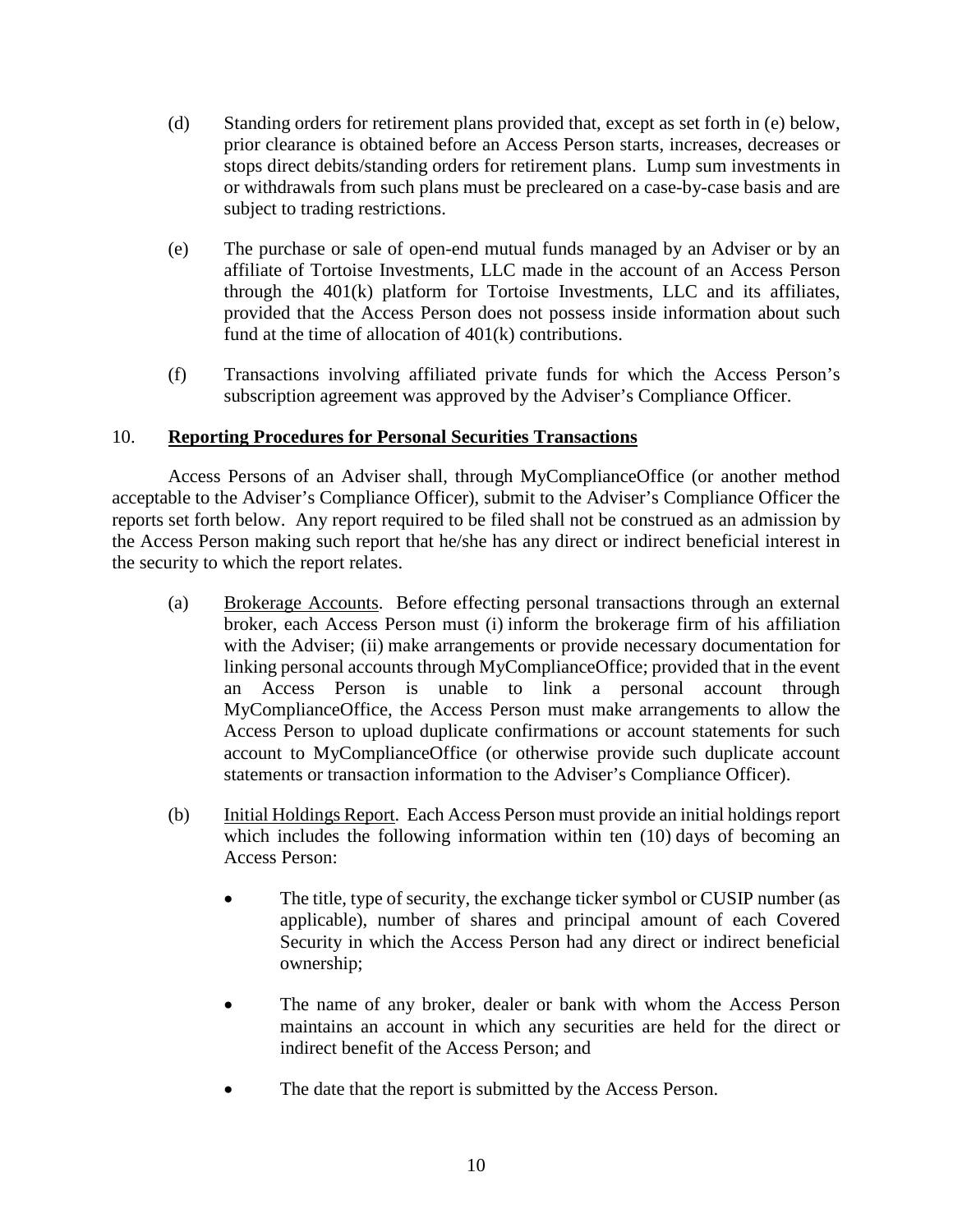(d) Standing orders for retirement plans provided that, except as set forth in (e) below, prior clearance is obtained before an Access Person starts, increases, decreases or stops direct debits/standing orders for retirement plans. Lump sum investments in or withdrawals from such plans must be precleared on a case-by-case basis and are subject to trading restrictions.

(e) The purchase or sale of open-end mutual funds managed by an Adviser or by an affiliate of Tortoise Investments, LLC made in the account of an Access Person through the 401(k) platform for Tortoise Investments, LLC and its affiliates, provided that the Access Person does not possess inside information about such fund at the time of allocation of 401(k) contributions.

(f) Transactions involving affiliated private funds for which the Access Person's subscription agreement was approved by the Adviser's Compliance Officer.

## 10. Reporting Procedures for Personal Securities Transactions

Access Persons of an Adviser shall, through MyComplianceOffice (or another method acceptable to the Adviser's Compliance Officer), submit to the Adviser's Compliance Officer the reports set forth below. Any report required to be filed shall not be construed as an admission by the Access Person making such report that he/she has any direct or indirect beneficial interest in the security to which the report relates.

(a) Brokerage Accounts. Before effecting personal transactions through an external broker, each Access Person must (i) inform the brokerage firm of his affiliation with the Adviser; (ii) make arrangements or provide necessary documentation for linking personal accounts through MyComplianceOffice; provided that in the event an Access Person is unable to link a personal account through MyComplianceOffice, the Access Person must make arrangements to allow the Access Person to upload duplicate confirmations or account statements for such account to MyComplianceOffice (or otherwise provide such duplicate account statements or transaction information to the Adviser's Compliance Officer).

(b) Initial Holdings Report. Each Access Person must provide an initial holdings report which includes the following information within ten (10) days of becoming an Access Person:

- The title, type of security, the exchange ticker symbol or CUSIP number (as applicable), number of shares and principal amount of each Covered Security in which the Access Person had any direct or indirect beneficial ownership;
- The name of any broker, dealer or bank with whom the Access Person maintains an account in which any securities are held for the direct or indirect benefit of the Access Person; and
- The date that the report is submitted by the Access Person.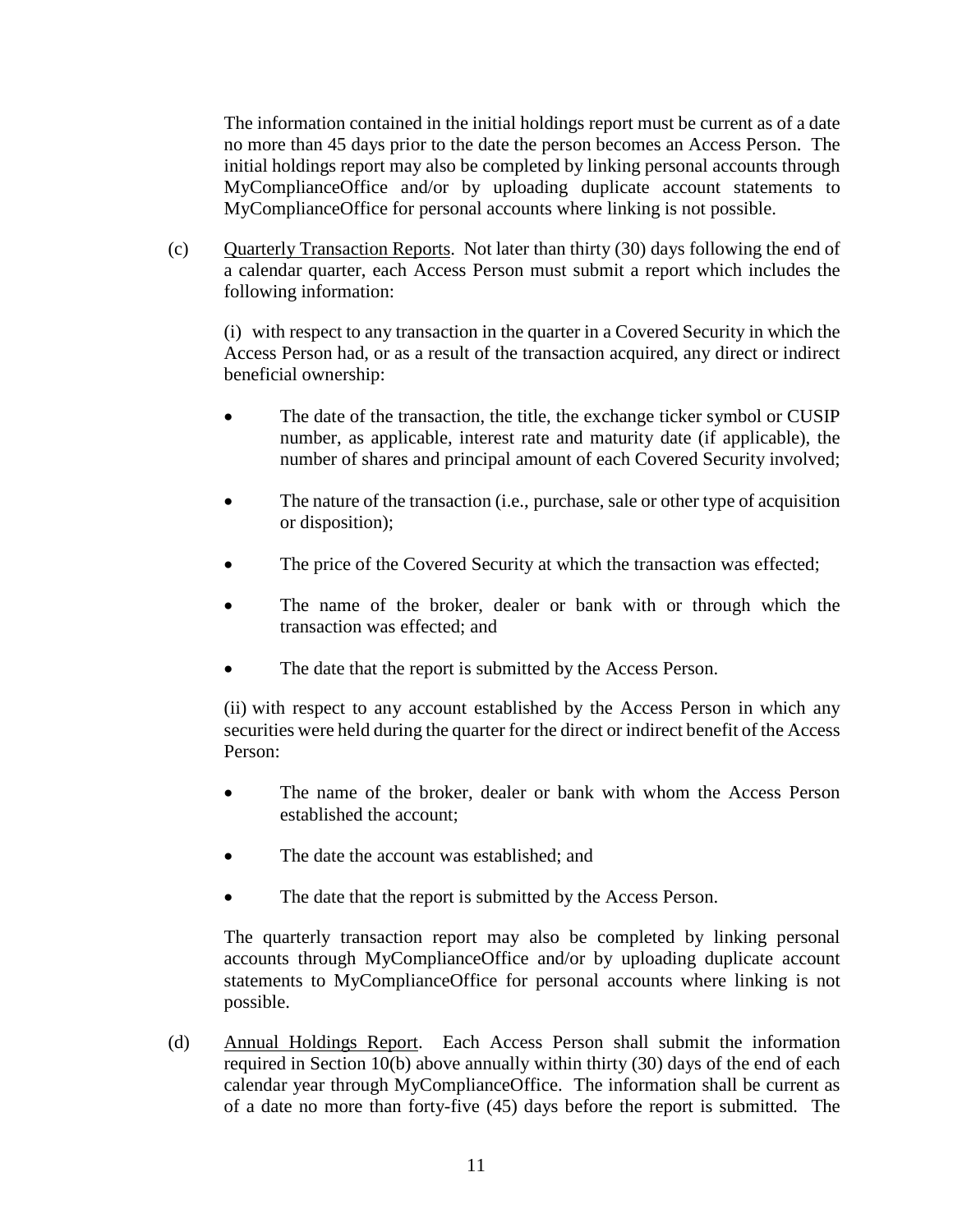The information contained in the initial holdings report must be current as of a date no more than 45 days prior to the date the person becomes an Access Person. The initial holdings report may also be completed by linking personal accounts through MyComplianceOffice and/or by uploading duplicate account statements to MyComplianceOffice for personal accounts where linking is not possible.

(c) Quarterly Transaction Reports. Not later than thirty (30) days following the end of a calendar quarter, each Access Person must submit a report which includes the following information:

(i) with respect to any transaction in the quarter in a Covered Security in which the Access Person had, or as a result of the transaction acquired, any direct or indirect beneficial ownership:

- The date of the transaction, the title, the exchange ticker symbol or CUSIP number, as applicable, interest rate and maturity date (if applicable), the number of shares and principal amount of each Covered Security involved;
- The nature of the transaction (i.e., purchase, sale or other type of acquisition or disposition);
- The price of the Covered Security at which the transaction was effected;
- The name of the broker, dealer or bank with or through which the transaction was effected; and
- The date that the report is submitted by the Access Person.

(ii) with respect to any account established by the Access Person in which any securities were held during the quarter for the direct or indirect benefit of the Access Person:

- The name of the broker, dealer or bank with whom the Access Person established the account;
- The date the account was established; and
- The date that the report is submitted by the Access Person.

The quarterly transaction report may also be completed by linking personal accounts through MyComplianceOffice and/or by uploading duplicate account statements to MyComplianceOffice for personal accounts where linking is not possible.

(d) Annual Holdings Report. Each Access Person shall submit the information required in Section 10(b) above annually within thirty (30) days of the end of each calendar year through MyComplianceOffice. The information shall be current as of a date no more than forty-five (45) days before the report is submitted. The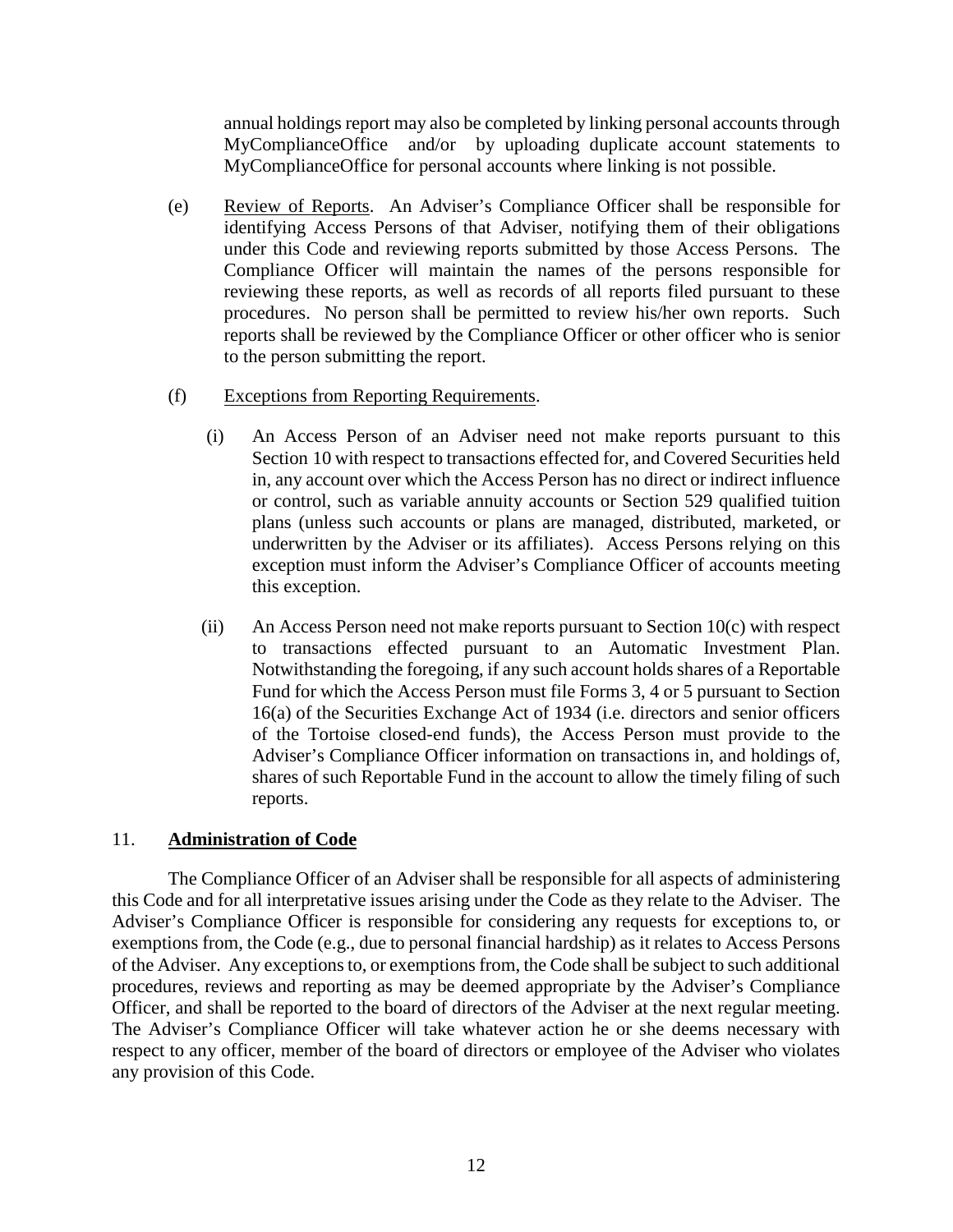annual holdings report may also be completed by linking personal accounts through MyComplianceOffice and/or by uploading duplicate account statements to MyComplianceOffice for personal accounts where linking is not possible.

(e) Review of Reports. An Adviser's Compliance Officer shall be responsible for identifying Access Persons of that Adviser, notifying them of their obligations under this Code and reviewing reports submitted by those Access Persons. The Compliance Officer will maintain the names of the persons responsible for reviewing these reports, as well as records of all reports filed pursuant to these procedures. No person shall be permitted to review his/her own reports. Such reports shall be reviewed by the Compliance Officer or other officer who is senior to the person submitting the report.

(f) Exceptions from Reporting Requirements.

(i) An Access Person of an Adviser need not make reports pursuant to this Section 10 with respect to transactions effected for, and Covered Securities held in, any account over which the Access Person has no direct or indirect influence or control, such as variable annuity accounts or Section 529 qualified tuition plans (unless such accounts or plans are managed, distributed, marketed, or underwritten by the Adviser or its affiliates). Access Persons relying on this exception must inform the Adviser's Compliance Officer of accounts meeting this exception.

(ii) An Access Person need not make reports pursuant to Section 10(c) with respect to transactions effected pursuant to an Automatic Investment Plan. Notwithstanding the foregoing, if any such account holds shares of a Reportable Fund for which the Access Person must file Forms 3, 4 or 5 pursuant to Section 16(a) of the Securities Exchange Act of 1934 (i.e. directors and senior officers of the Tortoise closed-end funds), the Access Person must provide to the Adviser's Compliance Officer information on transactions in, and holdings of, shares of such Reportable Fund in the account to allow the timely filing of such reports.

## 11. **Administration of Code**

The Compliance Officer of an Adviser shall be responsible for all aspects of administering this Code and for all interpretative issues arising under the Code as they relate to the Adviser. The Adviser's Compliance Officer is responsible for considering any requests for exceptions to, or exemptions from, the Code (e.g., due to personal financial hardship) as it relates to Access Persons of the Adviser. Any exceptions to, or exemptions from, the Code shall be subject to such additional procedures, reviews and reporting as may be deemed appropriate by the Adviser's Compliance Officer, and shall be reported to the board of directors of the Adviser at the next regular meeting. The Adviser's Compliance Officer will take whatever action he or she deems necessary with respect to any officer, member of the board of directors or employee of the Adviser who violates any provision of this Code.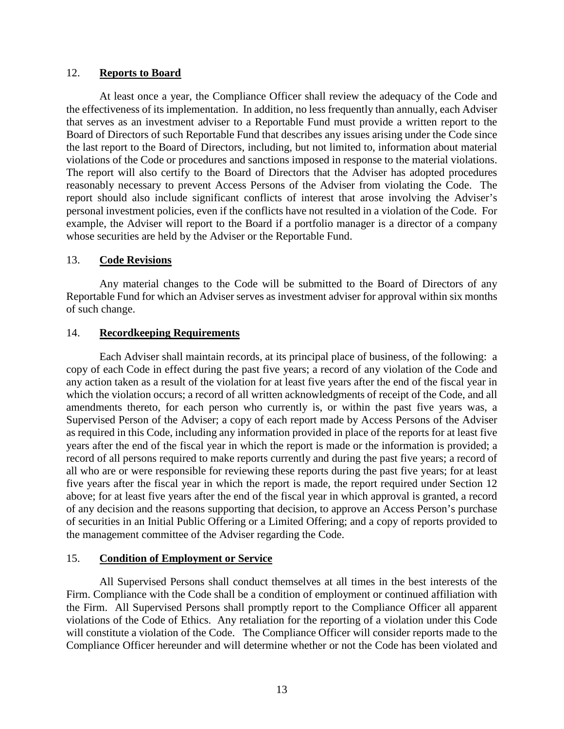## 12. **Reports to Board**

At least once a year, the Compliance Officer shall review the adequacy of the Code and the effectiveness of its implementation. In addition, no less frequently than annually, each Adviser that serves as an investment adviser to a Reportable Fund must provide a written report to the Board of Directors of such Reportable Fund that describes any issues arising under the Code since the last report to the Board of Directors, including, but not limited to, information about material violations of the Code or procedures and sanctions imposed in response to the material violations. The report will also certify to the Board of Directors that the Adviser has adopted procedures reasonably necessary to prevent Access Persons of the Adviser from violating the Code. The report should also include significant conflicts of interest that arose involving the Adviser's personal investment policies, even if the conflicts have not resulted in a violation of the Code. For example, the Adviser will report to the Board if a portfolio manager is a director of a company whose securities are held by the Adviser or the Reportable Fund.

## 13. **Code Revisions**

Any material changes to the Code will be submitted to the Board of Directors of any Reportable Fund for which an Adviser serves as investment adviser for approval within six months of such change.

## 14. **Recordkeeping Requirements**

Each Adviser shall maintain records, at its principal place of business, of the following: a copy of each Code in effect during the past five years; a record of any violation of the Code and any action taken as a result of the violation for at least five years after the end of the fiscal year in which the violation occurs; a record of all written acknowledgments of receipt of the Code, and all amendments thereto, for each person who currently is, or within the past five years was, a Supervised Person of the Adviser; a copy of each report made by Access Persons of the Adviser as required in this Code, including any information provided in place of the reports for at least five years after the end of the fiscal year in which the report is made or the information is provided; a record of all persons required to make reports currently and during the past five years; a record of all who are or were responsible for reviewing these reports during the past five years; for at least five years after the fiscal year in which the report is made, the report required under Section 12 above; for at least five years after the end of the fiscal year in which approval is granted, a record of any decision and the reasons supporting that decision, to approve an Access Person's purchase of securities in an Initial Public Offering or a Limited Offering; and a copy of reports provided to the management committee of the Adviser regarding the Code.

## 15. **Condition of Employment or Service**

All Supervised Persons shall conduct themselves at all times in the best interests of the Firm. Compliance with the Code shall be a condition of employment or continued affiliation with the Firm. All Supervised Persons shall promptly report to the Compliance Officer all apparent violations of the Code of Ethics. Any retaliation for the reporting of a violation under this Code will constitute a violation of the Code. The Compliance Officer will consider reports made to the Compliance Officer hereunder and will determine whether or not the Code has been violated and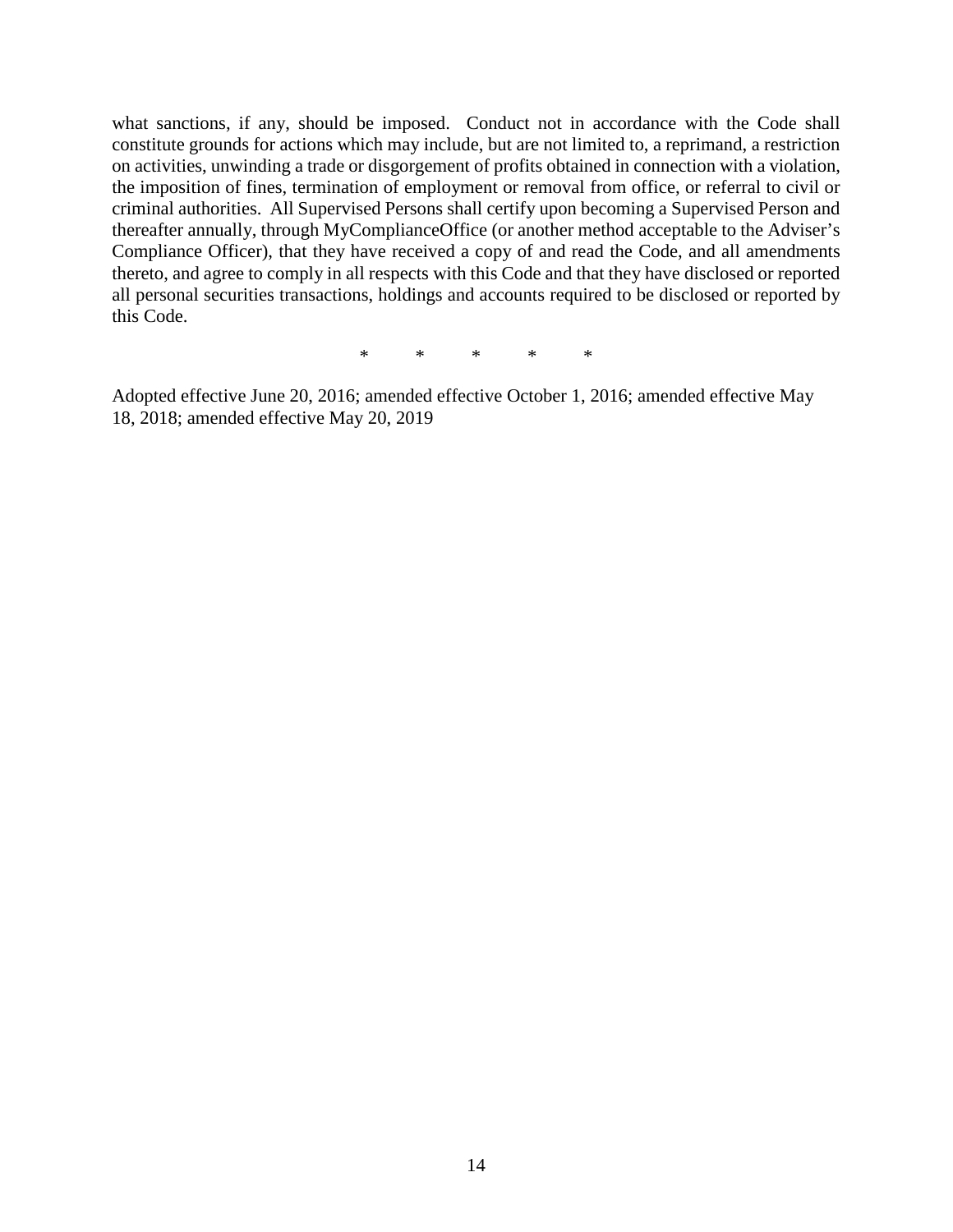what sanctions, if any, should be imposed. Conduct not in accordance with the Code shall constitute grounds for actions which may include, but are not limited to, a reprimand, a restriction on activities, unwinding a trade or disgorgement of profits obtained in connection with a violation, the imposition of fines, termination of employment or removal from office, or referral to civil or criminal authorities. All Supervised Persons shall certify upon becoming a Supervised Person and thereafter annually, through MyComplianceOffice (or another method acceptable to the Adviser's Compliance Officer), that they have received a copy of and read the Code, and all amendments thereto, and agree to comply in all respects with this Code and that they have disclosed or reported all personal securities transactions, holdings and accounts required to be disclosed or reported by this Code.

\*     \*     \*     \*     \*

Adopted effective June 20, 2016; amended effective October 1, 2016; amended effective May 18, 2018; amended effective May 20, 2019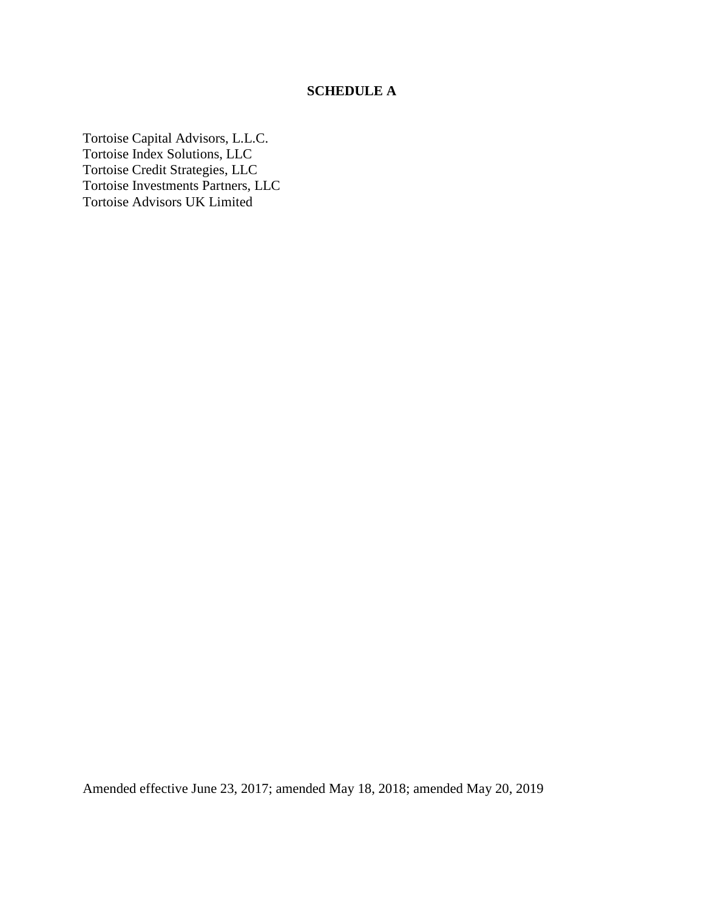# SCHEDULE A

Tortoise Capital Advisors, L.L.C.
Tortoise Index Solutions, LLC
Tortoise Credit Strategies, LLC
Tortoise Investments Partners, LLC
Tortoise Advisors UK Limited

Amended effective June 23, 2017; amended May 18, 2018; amended May 20, 2019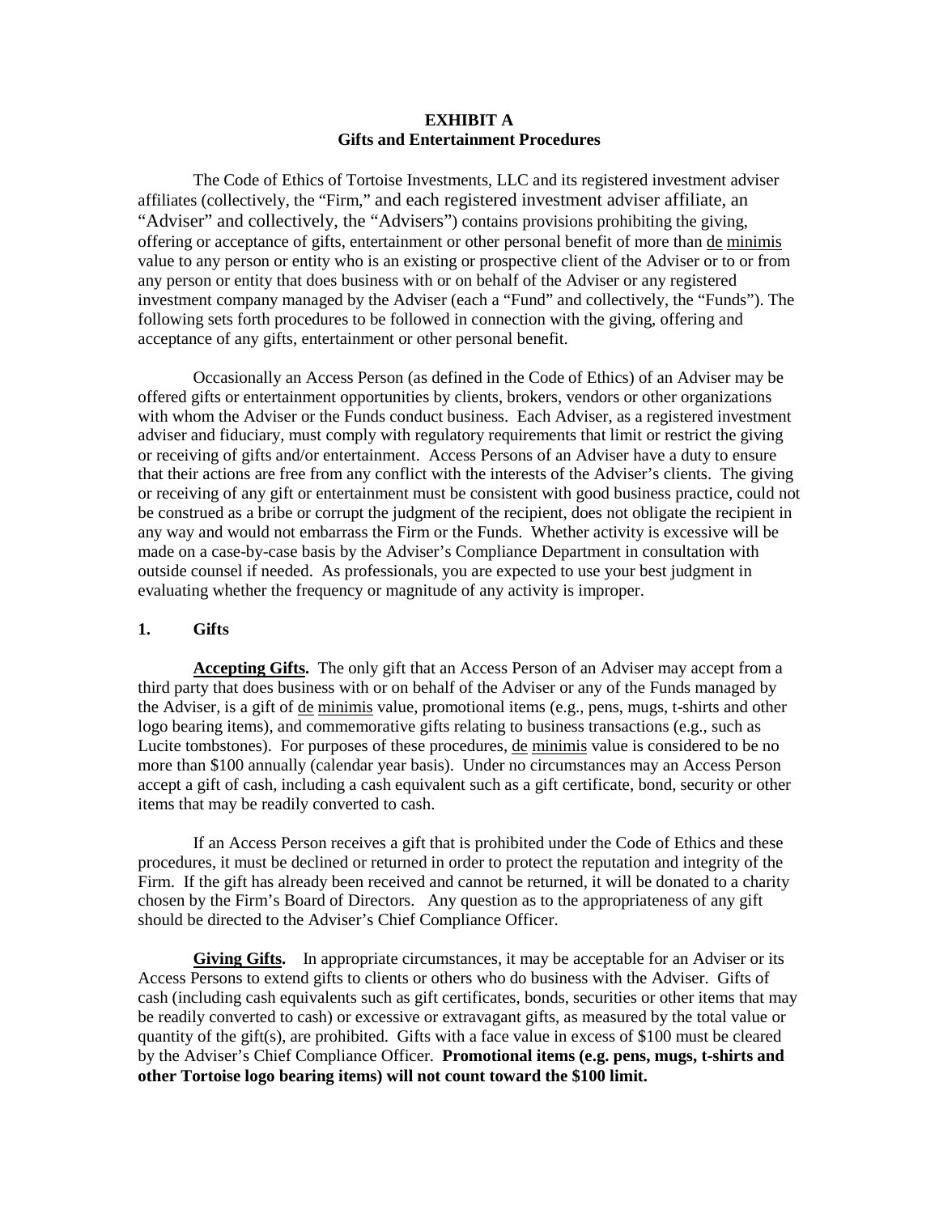# EXHIBIT A
## Gifts and Entertainment Procedures

The Code of Ethics of Tortoise Investments, LLC and its registered investment adviser affiliates (collectively, the "Firm," and each registered investment adviser affiliate, an "Adviser" and collectively, the "Advisers") contains provisions prohibiting the giving, offering or acceptance of gifts, entertainment or other personal benefit of more than de minimis value to any person or entity who is an existing or prospective client of the Adviser or to or from any person or entity that does business with or on behalf of the Adviser or any registered investment company managed by the Adviser (each a "Fund" and collectively, the "Funds"). The following sets forth procedures to be followed in connection with the giving, offering and acceptance of any gifts, entertainment or other personal benefit.

Occasionally an Access Person (as defined in the Code of Ethics) of an Adviser may be offered gifts or entertainment opportunities by clients, brokers, vendors or other organizations with whom the Adviser or the Funds conduct business. Each Adviser, as a registered investment adviser and fiduciary, must comply with regulatory requirements that limit or restrict the giving or receiving of gifts and/or entertainment. Access Persons of an Adviser have a duty to ensure that their actions are free from any conflict with the interests of the Adviser's clients. The giving or receiving of any gift or entertainment must be consistent with good business practice, could not be construed as a bribe or corrupt the judgment of the recipient, does not obligate the recipient in any way and would not embarrass the Firm or the Funds. Whether activity is excessive will be made on a case-by-case basis by the Adviser's Compliance Department in consultation with outside counsel if needed. As professionals, you are expected to use your best judgment in evaluating whether the frequency or magnitude of any activity is improper.

### 1. Gifts

**Accepting Gifts.** The only gift that an Access Person of an Adviser may accept from a third party that does business with or on behalf of the Adviser or any of the Funds managed by the Adviser, is a gift of de minimis value, promotional items (e.g., pens, mugs, t-shirts and other logo bearing items), and commemorative gifts relating to business transactions (e.g., such as Lucite tombstones). For purposes of these procedures, de minimis value is considered to be no more than $100 annually (calendar year basis). Under no circumstances may an Access Person accept a gift of cash, including a cash equivalent such as a gift certificate, bond, security or other items that may be readily converted to cash.

If an Access Person receives a gift that is prohibited under the Code of Ethics and these procedures, it must be declined or returned in order to protect the reputation and integrity of the Firm. If the gift has already been received and cannot be returned, it will be donated to a charity chosen by the Firm's Board of Directors. Any question as to the appropriateness of any gift should be directed to the Adviser's Chief Compliance Officer.

**Giving Gifts.** In appropriate circumstances, it may be acceptable for an Adviser or its Access Persons to extend gifts to clients or others who do business with the Adviser. Gifts of cash (including cash equivalents such as gift certificates, bonds, securities or other items that may be readily converted to cash) or excessive or extravagant gifts, as measured by the total value or quantity of the gift(s), are prohibited. Gifts with a face value in excess of $100 must be cleared by the Adviser's Chief Compliance Officer. **Promotional items (e.g. pens, mugs, t-shirts and other Tortoise logo bearing items) will not count toward the $100 limit.**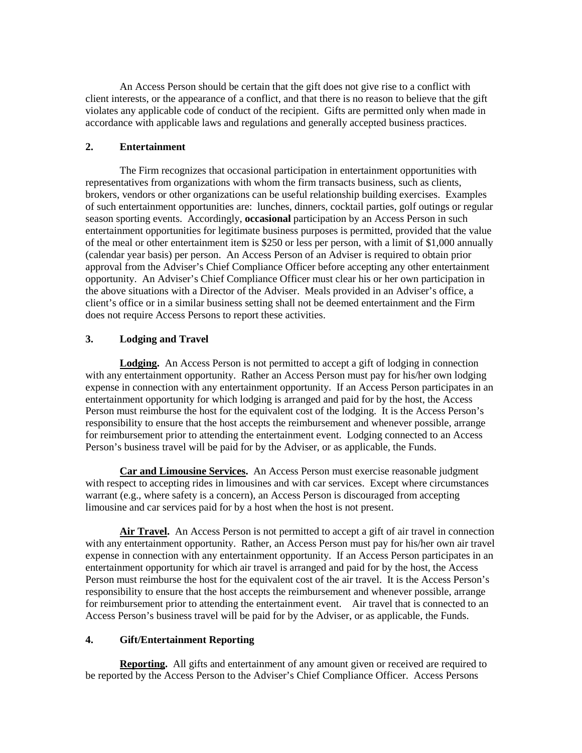An Access Person should be certain that the gift does not give rise to a conflict with client interests, or the appearance of a conflict, and that there is no reason to believe that the gift violates any applicable code of conduct of the recipient. Gifts are permitted only when made in accordance with applicable laws and regulations and generally accepted business practices.

### 2. Entertainment

The Firm recognizes that occasional participation in entertainment opportunities with representatives from organizations with whom the firm transacts business, such as clients, brokers, vendors or other organizations can be useful relationship building exercises. Examples of such entertainment opportunities are: lunches, dinners, cocktail parties, golf outings or regular season sporting events. Accordingly, **occasional** participation by an Access Person in such entertainment opportunities for legitimate business purposes is permitted, provided that the value of the meal or other entertainment item is $250 or less per person, with a limit of $1,000 annually (calendar year basis) per person. An Access Person of an Adviser is required to obtain prior approval from the Adviser's Chief Compliance Officer before accepting any other entertainment opportunity. An Adviser's Chief Compliance Officer must clear his or her own participation in the above situations with a Director of the Adviser. Meals provided in an Adviser's office, a client's office or in a similar business setting shall not be deemed entertainment and the Firm does not require Access Persons to report these activities.

### 3. Lodging and Travel

**Lodging.** An Access Person is not permitted to accept a gift of lodging in connection with any entertainment opportunity. Rather an Access Person must pay for his/her own lodging expense in connection with any entertainment opportunity. If an Access Person participates in an entertainment opportunity for which lodging is arranged and paid for by the host, the Access Person must reimburse the host for the equivalent cost of the lodging. It is the Access Person's responsibility to ensure that the host accepts the reimbursement and whenever possible, arrange for reimbursement prior to attending the entertainment event. Lodging connected to an Access Person's business travel will be paid for by the Adviser, or as applicable, the Funds.

**Car and Limousine Services.** An Access Person must exercise reasonable judgment with respect to accepting rides in limousines and with car services. Except where circumstances warrant (e.g., where safety is a concern), an Access Person is discouraged from accepting limousine and car services paid for by a host when the host is not present.

**Air Travel.** An Access Person is not permitted to accept a gift of air travel in connection with any entertainment opportunity. Rather, an Access Person must pay for his/her own air travel expense in connection with any entertainment opportunity. If an Access Person participates in an entertainment opportunity for which air travel is arranged and paid for by the host, the Access Person must reimburse the host for the equivalent cost of the air travel. It is the Access Person's responsibility to ensure that the host accepts the reimbursement and whenever possible, arrange for reimbursement prior to attending the entertainment event. Air travel that is connected to an Access Person's business travel will be paid for by the Adviser, or as applicable, the Funds.

### 4. Gift/Entertainment Reporting

**Reporting.** All gifts and entertainment of any amount given or received are required to be reported by the Access Person to the Adviser's Chief Compliance Officer. Access Persons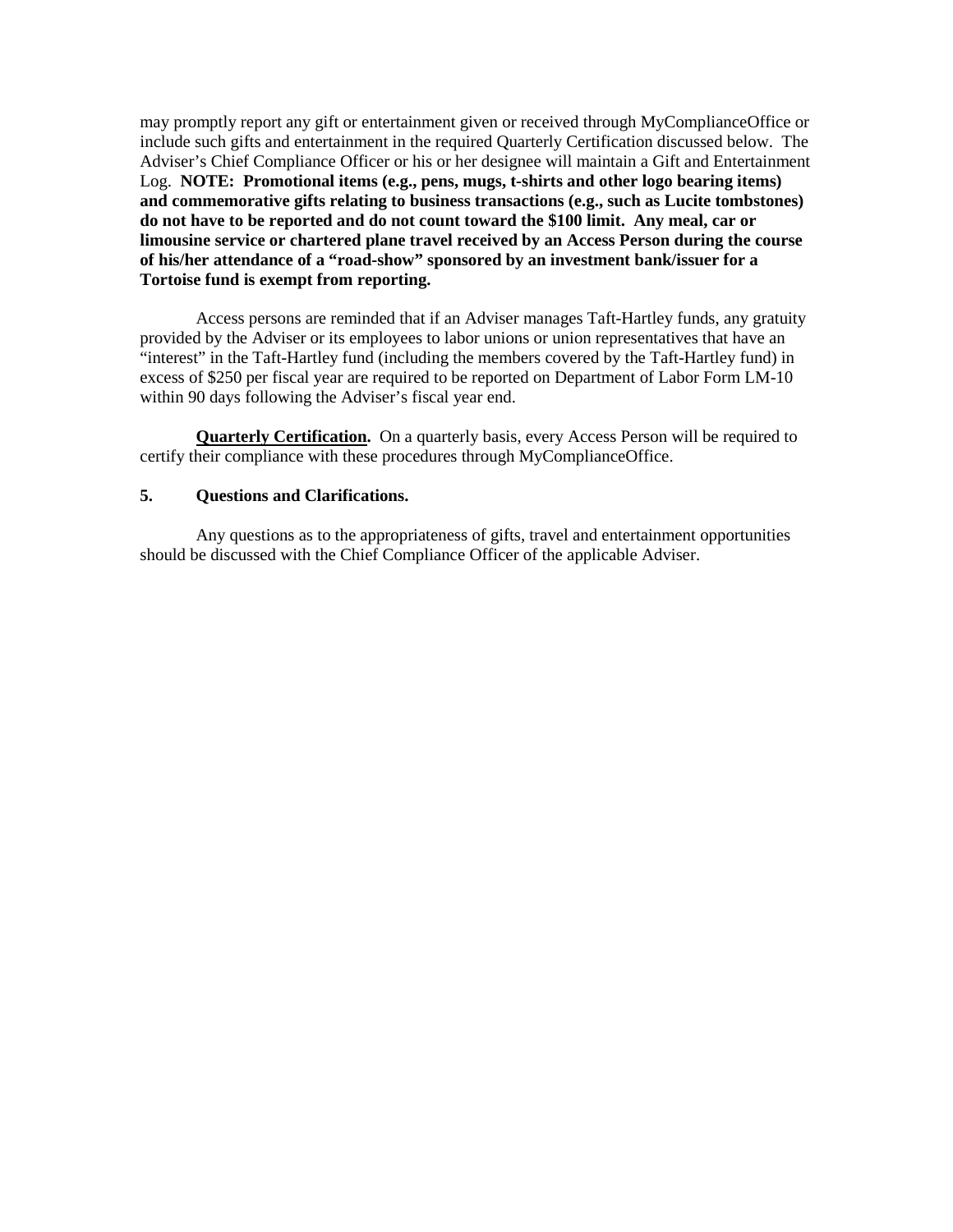may promptly report any gift or entertainment given or received through MyComplianceOffice or include such gifts and entertainment in the required Quarterly Certification discussed below. The Adviser's Chief Compliance Officer or his or her designee will maintain a Gift and Entertainment Log. **NOTE: Promotional items (e.g., pens, mugs, t-shirts and other logo bearing items) and commemorative gifts relating to business transactions (e.g., such as Lucite tombstones) do not have to be reported and do not count toward the $100 limit. Any meal, car or limousine service or chartered plane travel received by an Access Person during the course of his/her attendance of a "road-show" sponsored by an investment bank/issuer for a Tortoise fund is exempt from reporting.**

Access persons are reminded that if an Adviser manages Taft-Hartley funds, any gratuity provided by the Adviser or its employees to labor unions or union representatives that have an "interest" in the Taft-Hartley fund (including the members covered by the Taft-Hartley fund) in excess of $250 per fiscal year are required to be reported on Department of Labor Form LM-10 within 90 days following the Adviser's fiscal year end.

**<u>Quarterly Certification</u>.** On a quarterly basis, every Access Person will be required to certify their compliance with these procedures through MyComplianceOffice.

**5. Questions and Clarifications.**

Any questions as to the appropriateness of gifts, travel and entertainment opportunities should be discussed with the Chief Compliance Officer of the applicable Adviser.